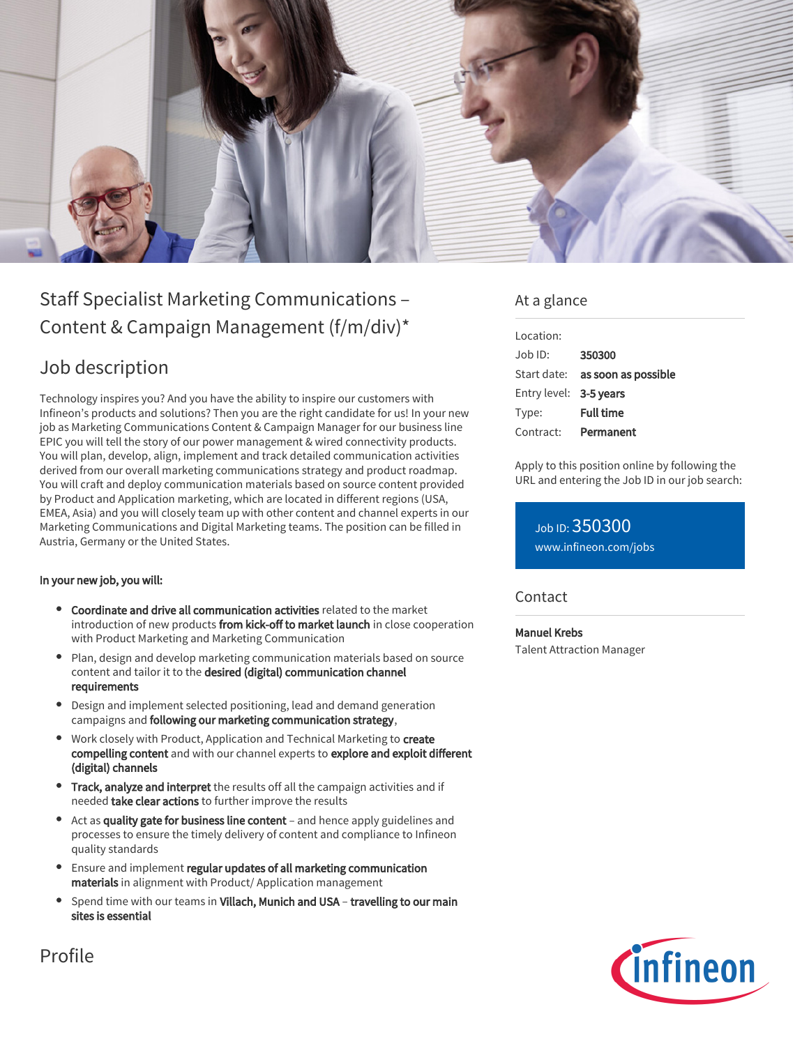# Staff Specialist Marketing Communications – Content & Campaign Management (f/m/div)*

## Job description

Technology inspires you? And you have the ability to inspire our customers with Infineon's products and solutions? Then you are the right candidate for us! In your new job as Marketing Communications Content & Campaign Manager for our business line EPIC you will tell the story of our power management & wired connectivity products. You will plan, develop, align, implement and track detailed communication activities derived from our overall marketing communications strategy and product roadmap. You will craft and deploy communication materials based on source content provided by Product and Application marketing, which are located in different regions (USA, EMEA, Asia) and you will closely team up with other content and channel experts in our Marketing Communications and Digital Marketing teams. The position can be filled in Austria, Germany or the United States.

**In your new job, you will:**

- **Coordinate and drive all communication activities** related to the market introduction of new products **from kick-off to market launch** in close cooperation with Product Marketing and Marketing Communication
- Plan, design and develop marketing communication materials based on source content and tailor it to the **desired (digital) communication channel requirements**
- Design and implement selected positioning, lead and demand generation campaigns and **following our marketing communication strategy**,
- Work closely with Product, Application and Technical Marketing to **create compelling content** and with our channel experts to **explore and exploit different (digital) channels**
- **Track, analyze and interpret** the results off all the campaign activities and if needed **take clear actions** to further improve the results
- Act as **quality gate for business line content** – and hence apply guidelines and processes to ensure the timely delivery of content and compliance to Infineon quality standards
- Ensure and implement **regular updates of all marketing communication materials** in alignment with Product/ Application management
- Spend time with our teams in **Villach, Munich and USA** – **travelling to our main sites is essential**

## Profile

## At a glance

| | |
|---|---|
| Location: | |
| Job ID: | **350300** |
| Start date: | **as soon as possible** |
| Entry level: | **3-5 years** |
| Type: | **Full time** |
| Contract: | **Permanent** |

Apply to this position online by following the URL and entering the Job ID in our job search:

Job ID: 350300
www.infineon.com/jobs

## Contact

**Manuel Krebs**
Talent Attraction Manager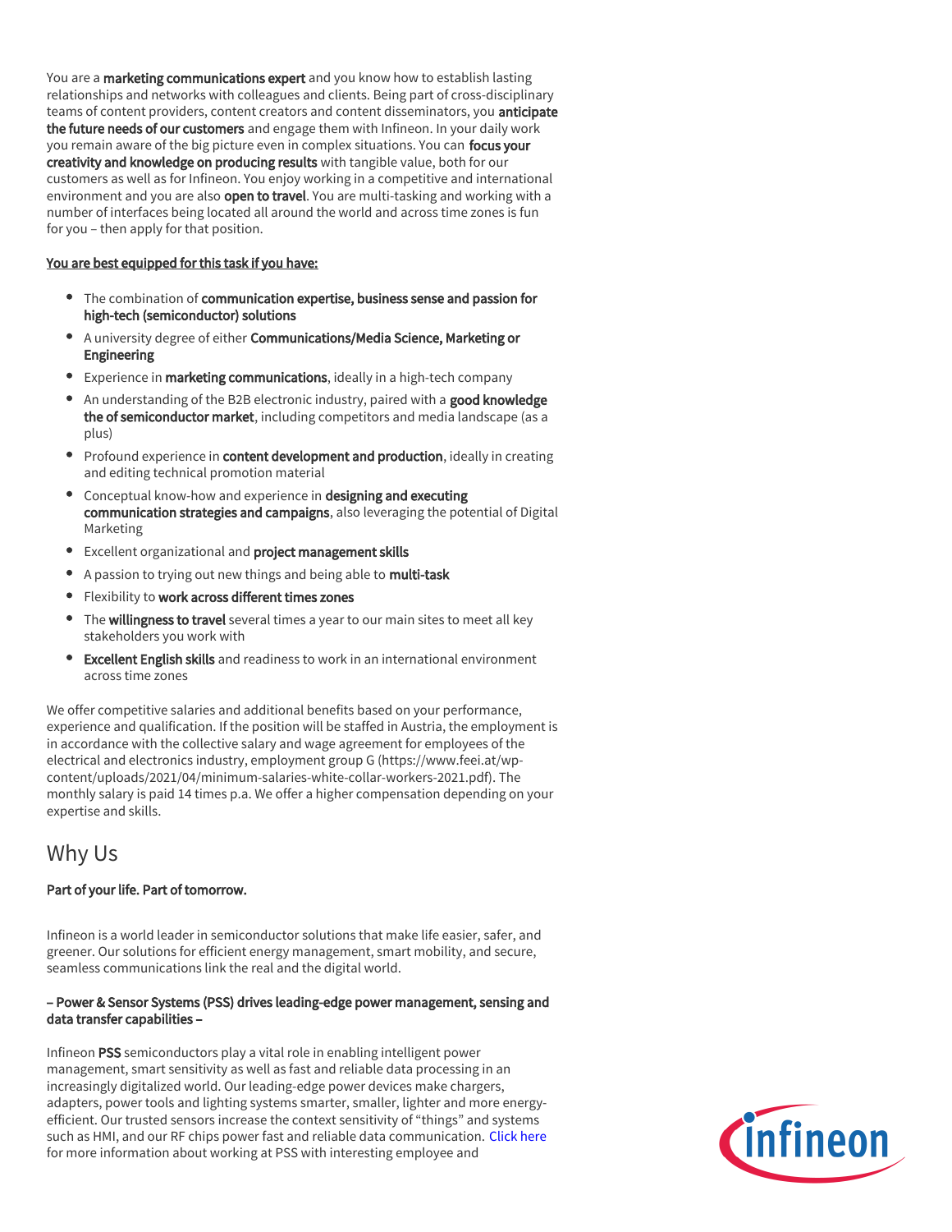You are a **marketing communications expert** and you know how to establish lasting relationships and networks with colleagues and clients. Being part of cross-disciplinary teams of content providers, content creators and content disseminators, you **anticipate the future needs of our customers** and engage them with Infineon. In your daily work you remain aware of the big picture even in complex situations. You can **focus your creativity and knowledge on producing results** with tangible value, both for our customers as well as for Infineon. You enjoy working in a competitive and international environment and you are also **open to travel**. You are multi-tasking and working with a number of interfaces being located all around the world and across time zones is fun for you – then apply for that position.

**<u>You are best equipped for this task if you have:</u>**

- The combination of **communication expertise, business sense and passion for high-tech (semiconductor) solutions**
- A university degree of either **Communications/Media Science, Marketing or Engineering**
- Experience in **marketing communications**, ideally in a high-tech company
- An understanding of the B2B electronic industry, paired with a **good knowledge the of semiconductor market**, including competitors and media landscape (as a plus)
- Profound experience in **content development and production**, ideally in creating and editing technical promotion material
- Conceptual know-how and experience in **designing and executing communication strategies and campaigns**, also leveraging the potential of Digital Marketing
- Excellent organizational and **project management skills**
- A passion to trying out new things and being able to **multi-task**
- Flexibility to **work across different times zones**
- The **willingness to travel** several times a year to our main sites to meet all key stakeholders you work with
- **Excellent English skills** and readiness to work in an international environment across time zones

We offer competitive salaries and additional benefits based on your performance, experience and qualification. If the position will be staffed in Austria, the employment is in accordance with the collective salary and wage agreement for employees of the electrical and electronics industry, employment group G (https://www.feei.at/wp-content/uploads/2021/04/minimum-salaries-white-collar-workers-2021.pdf). The monthly salary is paid 14 times p.a. We offer a higher compensation depending on your expertise and skills.

## Why Us

**Part of your life. Part of tomorrow.**

Infineon is a world leader in semiconductor solutions that make life easier, safer, and greener. Our solutions for efficient energy management, smart mobility, and secure, seamless communications link the real and the digital world.

**– Power & Sensor Systems (PSS) drives leading-edge power management, sensing and data transfer capabilities –**

Infineon **PSS** semiconductors play a vital role in enabling intelligent power management, smart sensitivity as well as fast and reliable data processing in an increasingly digitalized world. Our leading-edge power devices make chargers, adapters, power tools and lighting systems smarter, smaller, lighter and more energy-efficient. Our trusted sensors increase the context sensitivity of "things" and systems such as HMI, and our RF chips power fast and reliable data communication. Click here for more information about working at PSS with interesting employee and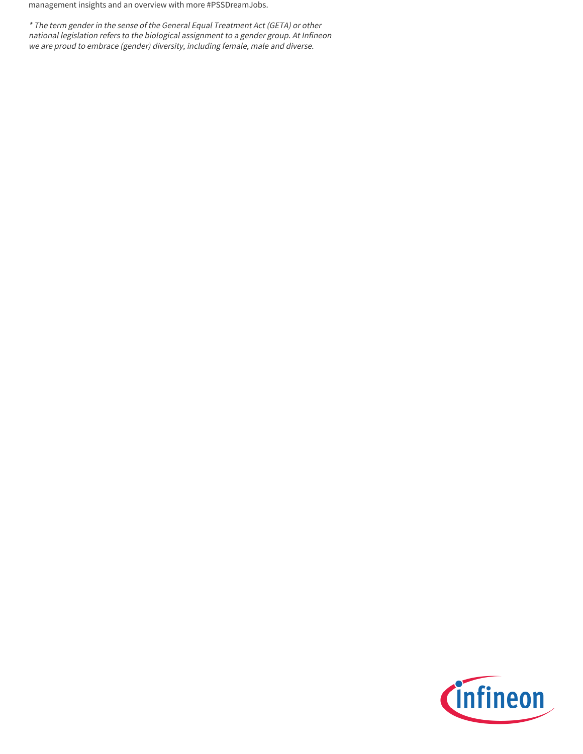management insights and an overview with more #PSSDreamJobs.

*\* The term gender in the sense of the General Equal Treatment Act (GETA) or other national legislation refers to the biological assignment to a gender group. At Infineon we are proud to embrace (gender) diversity, including female, male and diverse.*